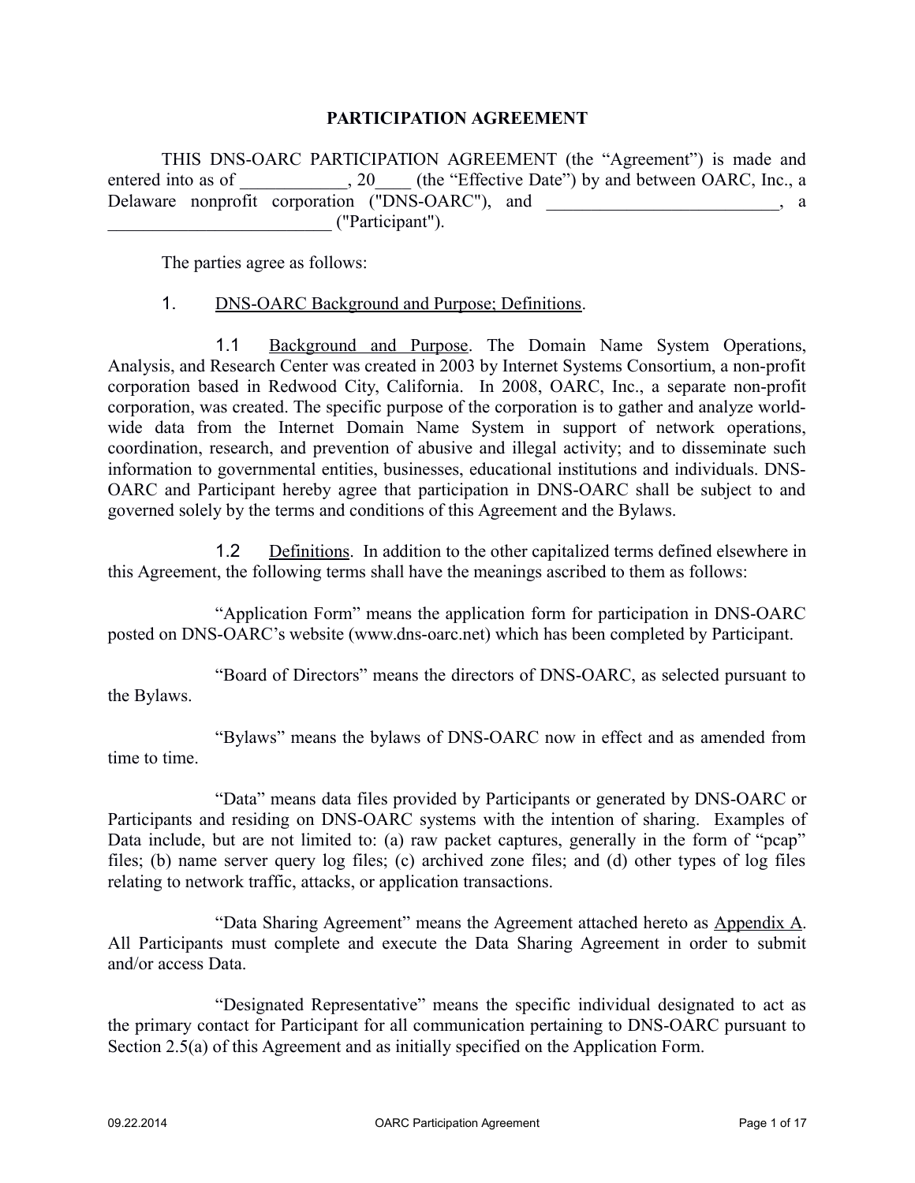# PARTICIPATION AGREEMENT

THIS DNS-OARC PARTICIPATION AGREEMENT (the "Agreement") is made and entered into as of ____________, 20____ (the "Effective Date") by and between OARC, Inc., a Delaware nonprofit corporation ("DNS-OARC"), and __________________________, a __________________________ ("Participant").

The parties agree as follows:

1. <u>DNS-OARC Background and Purpose; Definitions</u>.

1.1 <u>Background and Purpose</u>. The Domain Name System Operations, Analysis, and Research Center was created in 2003 by Internet Systems Consortium, a non-profit corporation based in Redwood City, California. In 2008, OARC, Inc., a separate non-profit corporation, was created. The specific purpose of the corporation is to gather and analyze world-wide data from the Internet Domain Name System in support of network operations, coordination, research, and prevention of abusive and illegal activity; and to disseminate such information to governmental entities, businesses, educational institutions and individuals. DNS-OARC and Participant hereby agree that participation in DNS-OARC shall be subject to and governed solely by the terms and conditions of this Agreement and the Bylaws.

1.2 <u>Definitions</u>. In addition to the other capitalized terms defined elsewhere in this Agreement, the following terms shall have the meanings ascribed to them as follows:

"Application Form" means the application form for participation in DNS-OARC posted on DNS-OARC's website (www.dns-oarc.net) which has been completed by Participant.

"Board of Directors" means the directors of DNS-OARC, as selected pursuant to the Bylaws.

"Bylaws" means the bylaws of DNS-OARC now in effect and as amended from time to time.

"Data" means data files provided by Participants or generated by DNS-OARC or Participants and residing on DNS-OARC systems with the intention of sharing. Examples of Data include, but are not limited to: (a) raw packet captures, generally in the form of "pcap" files; (b) name server query log files; (c) archived zone files; and (d) other types of log files relating to network traffic, attacks, or application transactions.

"Data Sharing Agreement" means the Agreement attached hereto as <u>Appendix A</u>. All Participants must complete and execute the Data Sharing Agreement in order to submit and/or access Data.

"Designated Representative" means the specific individual designated to act as the primary contact for Participant for all communication pertaining to DNS-OARC pursuant to Section 2.5(a) of this Agreement and as initially specified on the Application Form.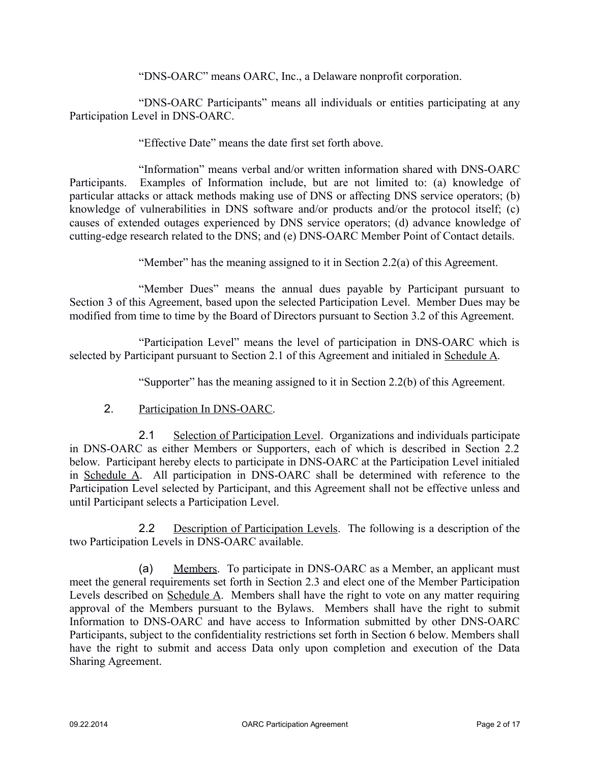"DNS-OARC" means OARC, Inc., a Delaware nonprofit corporation.

"DNS-OARC Participants" means all individuals or entities participating at any Participation Level in DNS-OARC.

"Effective Date" means the date first set forth above.

"Information" means verbal and/or written information shared with DNS-OARC Participants. Examples of Information include, but are not limited to: (a) knowledge of particular attacks or attack methods making use of DNS or affecting DNS service operators; (b) knowledge of vulnerabilities in DNS software and/or products and/or the protocol itself; (c) causes of extended outages experienced by DNS service operators; (d) advance knowledge of cutting-edge research related to the DNS; and (e) DNS-OARC Member Point of Contact details.

"Member" has the meaning assigned to it in Section 2.2(a) of this Agreement.

"Member Dues" means the annual dues payable by Participant pursuant to Section 3 of this Agreement, based upon the selected Participation Level. Member Dues may be modified from time to time by the Board of Directors pursuant to Section 3.2 of this Agreement.

"Participation Level" means the level of participation in DNS-OARC which is selected by Participant pursuant to Section 2.1 of this Agreement and initialed in Schedule A.

"Supporter" has the meaning assigned to it in Section 2.2(b) of this Agreement.

## 2. Participation In DNS-OARC.

2.1 Selection of Participation Level. Organizations and individuals participate in DNS-OARC as either Members or Supporters, each of which is described in Section 2.2 below. Participant hereby elects to participate in DNS-OARC at the Participation Level initialed in Schedule A. All participation in DNS-OARC shall be determined with reference to the Participation Level selected by Participant, and this Agreement shall not be effective unless and until Participant selects a Participation Level.

2.2 Description of Participation Levels. The following is a description of the two Participation Levels in DNS-OARC available.

(a) Members. To participate in DNS-OARC as a Member, an applicant must meet the general requirements set forth in Section 2.3 and elect one of the Member Participation Levels described on Schedule A. Members shall have the right to vote on any matter requiring approval of the Members pursuant to the Bylaws. Members shall have the right to submit Information to DNS-OARC and have access to Information submitted by other DNS-OARC Participants, subject to the confidentiality restrictions set forth in Section 6 below. Members shall have the right to submit and access Data only upon completion and execution of the Data Sharing Agreement.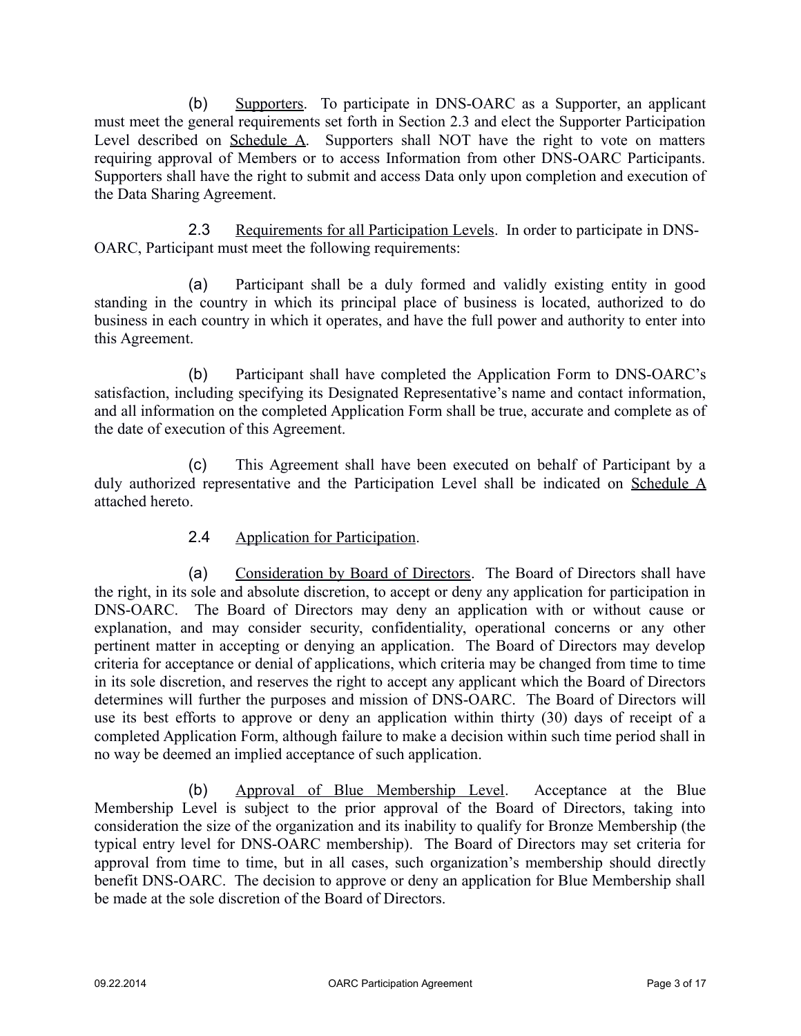(b) Supporters. To participate in DNS-OARC as a Supporter, an applicant must meet the general requirements set forth in Section 2.3 and elect the Supporter Participation Level described on Schedule A. Supporters shall NOT have the right to vote on matters requiring approval of Members or to access Information from other DNS-OARC Participants. Supporters shall have the right to submit and access Data only upon completion and execution of the Data Sharing Agreement.

2.3 Requirements for all Participation Levels. In order to participate in DNS-OARC, Participant must meet the following requirements:

(a) Participant shall be a duly formed and validly existing entity in good standing in the country in which its principal place of business is located, authorized to do business in each country in which it operates, and have the full power and authority to enter into this Agreement.

(b) Participant shall have completed the Application Form to DNS-OARC's satisfaction, including specifying its Designated Representative's name and contact information, and all information on the completed Application Form shall be true, accurate and complete as of the date of execution of this Agreement.

(c) This Agreement shall have been executed on behalf of Participant by a duly authorized representative and the Participation Level shall be indicated on Schedule A attached hereto.

2.4 Application for Participation.

(a) Consideration by Board of Directors. The Board of Directors shall have the right, in its sole and absolute discretion, to accept or deny any application for participation in DNS-OARC. The Board of Directors may deny an application with or without cause or explanation, and may consider security, confidentiality, operational concerns or any other pertinent matter in accepting or denying an application. The Board of Directors may develop criteria for acceptance or denial of applications, which criteria may be changed from time to time in its sole discretion, and reserves the right to accept any applicant which the Board of Directors determines will further the purposes and mission of DNS-OARC. The Board of Directors will use its best efforts to approve or deny an application within thirty (30) days of receipt of a completed Application Form, although failure to make a decision within such time period shall in no way be deemed an implied acceptance of such application.

(b) Approval of Blue Membership Level. Acceptance at the Blue Membership Level is subject to the prior approval of the Board of Directors, taking into consideration the size of the organization and its inability to qualify for Bronze Membership (the typical entry level for DNS-OARC membership). The Board of Directors may set criteria for approval from time to time, but in all cases, such organization's membership should directly benefit DNS-OARC. The decision to approve or deny an application for Blue Membership shall be made at the sole discretion of the Board of Directors.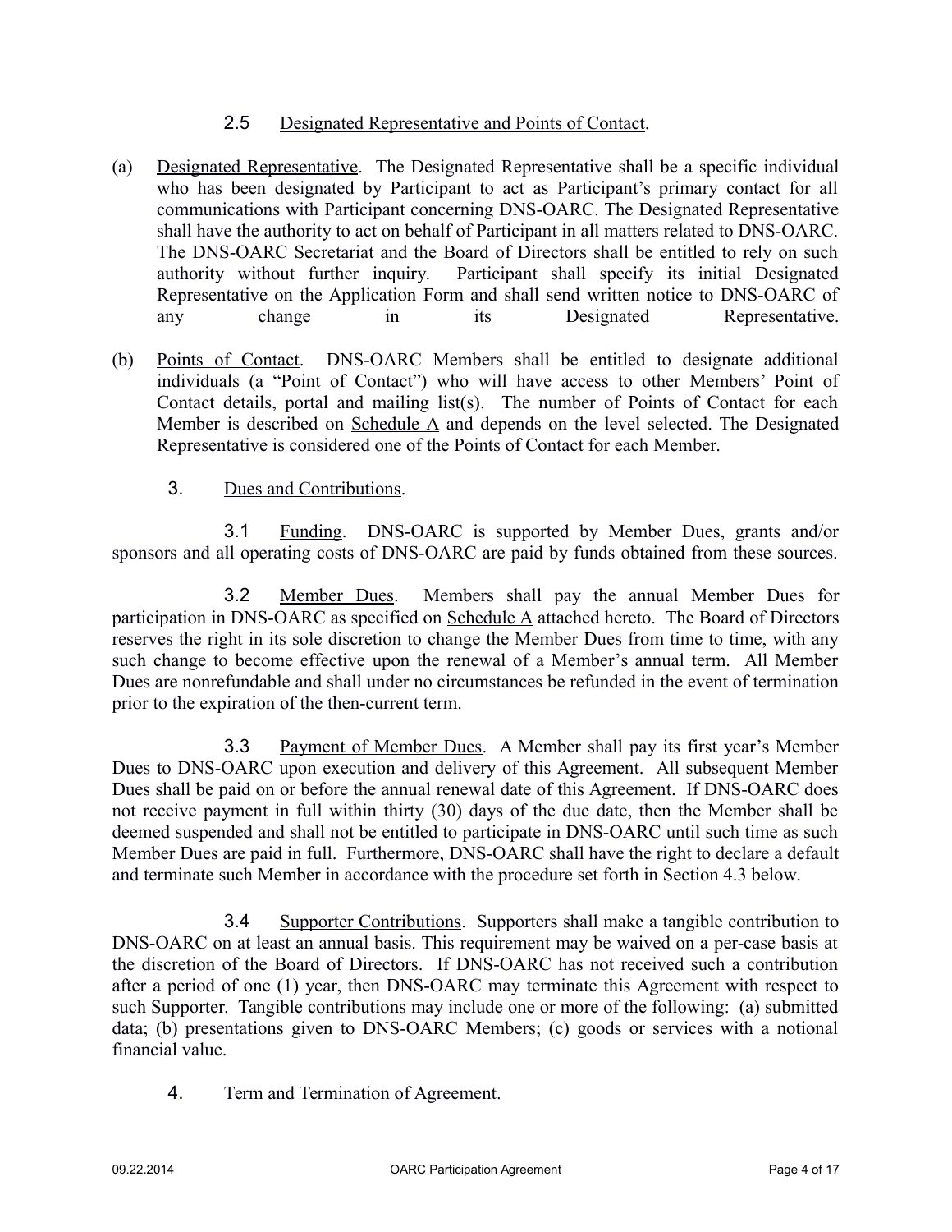2.5 Designated Representative and Points of Contact.

(a) Designated Representative. The Designated Representative shall be a specific individual who has been designated by Participant to act as Participant's primary contact for all communications with Participant concerning DNS-OARC. The Designated Representative shall have the authority to act on behalf of Participant in all matters related to DNS-OARC. The DNS-OARC Secretariat and the Board of Directors shall be entitled to rely on such authority without further inquiry. Participant shall specify its initial Designated Representative on the Application Form and shall send written notice to DNS-OARC of any change in its Designated Representative.

(b) Points of Contact. DNS-OARC Members shall be entitled to designate additional individuals (a "Point of Contact") who will have access to other Members' Point of Contact details, portal and mailing list(s). The number of Points of Contact for each Member is described on Schedule A and depends on the level selected. The Designated Representative is considered one of the Points of Contact for each Member.

3. Dues and Contributions.

3.1 Funding. DNS-OARC is supported by Member Dues, grants and/or sponsors and all operating costs of DNS-OARC are paid by funds obtained from these sources.

3.2 Member Dues. Members shall pay the annual Member Dues for participation in DNS-OARC as specified on Schedule A attached hereto. The Board of Directors reserves the right in its sole discretion to change the Member Dues from time to time, with any such change to become effective upon the renewal of a Member's annual term. All Member Dues are nonrefundable and shall under no circumstances be refunded in the event of termination prior to the expiration of the then-current term.

3.3 Payment of Member Dues. A Member shall pay its first year's Member Dues to DNS-OARC upon execution and delivery of this Agreement. All subsequent Member Dues shall be paid on or before the annual renewal date of this Agreement. If DNS-OARC does not receive payment in full within thirty (30) days of the due date, then the Member shall be deemed suspended and shall not be entitled to participate in DNS-OARC until such time as such Member Dues are paid in full. Furthermore, DNS-OARC shall have the right to declare a default and terminate such Member in accordance with the procedure set forth in Section 4.3 below.

3.4 Supporter Contributions. Supporters shall make a tangible contribution to DNS-OARC on at least an annual basis. This requirement may be waived on a per-case basis at the discretion of the Board of Directors. If DNS-OARC has not received such a contribution after a period of one (1) year, then DNS-OARC may terminate this Agreement with respect to such Supporter. Tangible contributions may include one or more of the following: (a) submitted data; (b) presentations given to DNS-OARC Members; (c) goods or services with a notional financial value.

4. Term and Termination of Agreement.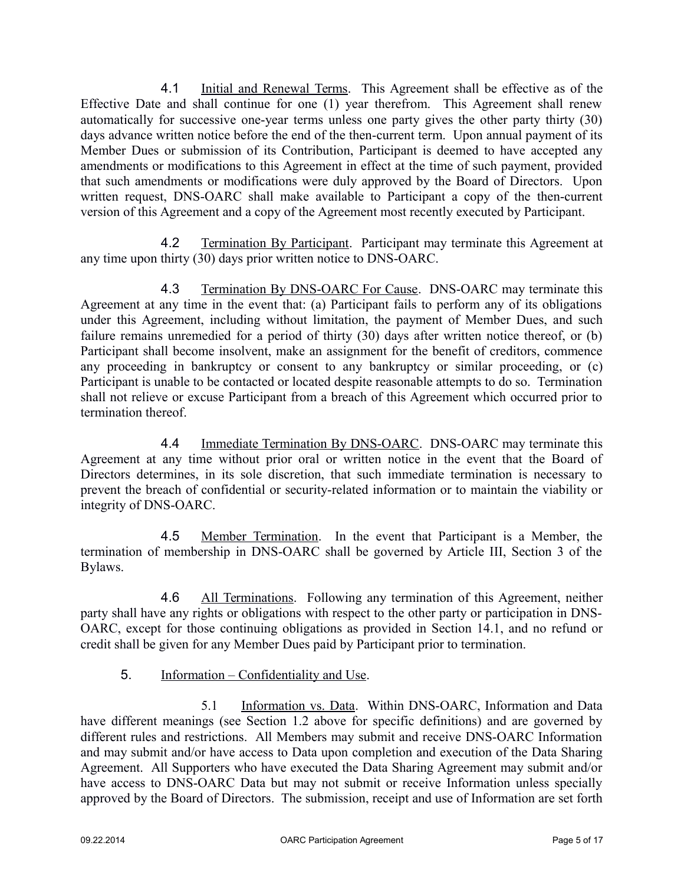4.1 Initial and Renewal Terms. This Agreement shall be effective as of the Effective Date and shall continue for one (1) year therefrom. This Agreement shall renew automatically for successive one-year terms unless one party gives the other party thirty (30) days advance written notice before the end of the then-current term. Upon annual payment of its Member Dues or submission of its Contribution, Participant is deemed to have accepted any amendments or modifications to this Agreement in effect at the time of such payment, provided that such amendments or modifications were duly approved by the Board of Directors. Upon written request, DNS-OARC shall make available to Participant a copy of the then-current version of this Agreement and a copy of the Agreement most recently executed by Participant.

4.2 Termination By Participant. Participant may terminate this Agreement at any time upon thirty (30) days prior written notice to DNS-OARC.

4.3 Termination By DNS-OARC For Cause. DNS-OARC may terminate this Agreement at any time in the event that: (a) Participant fails to perform any of its obligations under this Agreement, including without limitation, the payment of Member Dues, and such failure remains unremedied for a period of thirty (30) days after written notice thereof, or (b) Participant shall become insolvent, make an assignment for the benefit of creditors, commence any proceeding in bankruptcy or consent to any bankruptcy or similar proceeding, or (c) Participant is unable to be contacted or located despite reasonable attempts to do so. Termination shall not relieve or excuse Participant from a breach of this Agreement which occurred prior to termination thereof.

4.4 Immediate Termination By DNS-OARC. DNS-OARC may terminate this Agreement at any time without prior oral or written notice in the event that the Board of Directors determines, in its sole discretion, that such immediate termination is necessary to prevent the breach of confidential or security-related information or to maintain the viability or integrity of DNS-OARC.

4.5 Member Termination. In the event that Participant is a Member, the termination of membership in DNS-OARC shall be governed by Article III, Section 3 of the Bylaws.

4.6 All Terminations. Following any termination of this Agreement, neither party shall have any rights or obligations with respect to the other party or participation in DNS-OARC, except for those continuing obligations as provided in Section 14.1, and no refund or credit shall be given for any Member Dues paid by Participant prior to termination.

5. Information – Confidentiality and Use.

5.1 Information vs. Data. Within DNS-OARC, Information and Data have different meanings (see Section 1.2 above for specific definitions) and are governed by different rules and restrictions. All Members may submit and receive DNS-OARC Information and may submit and/or have access to Data upon completion and execution of the Data Sharing Agreement. All Supporters who have executed the Data Sharing Agreement may submit and/or have access to DNS-OARC Data but may not submit or receive Information unless specially approved by the Board of Directors. The submission, receipt and use of Information are set forth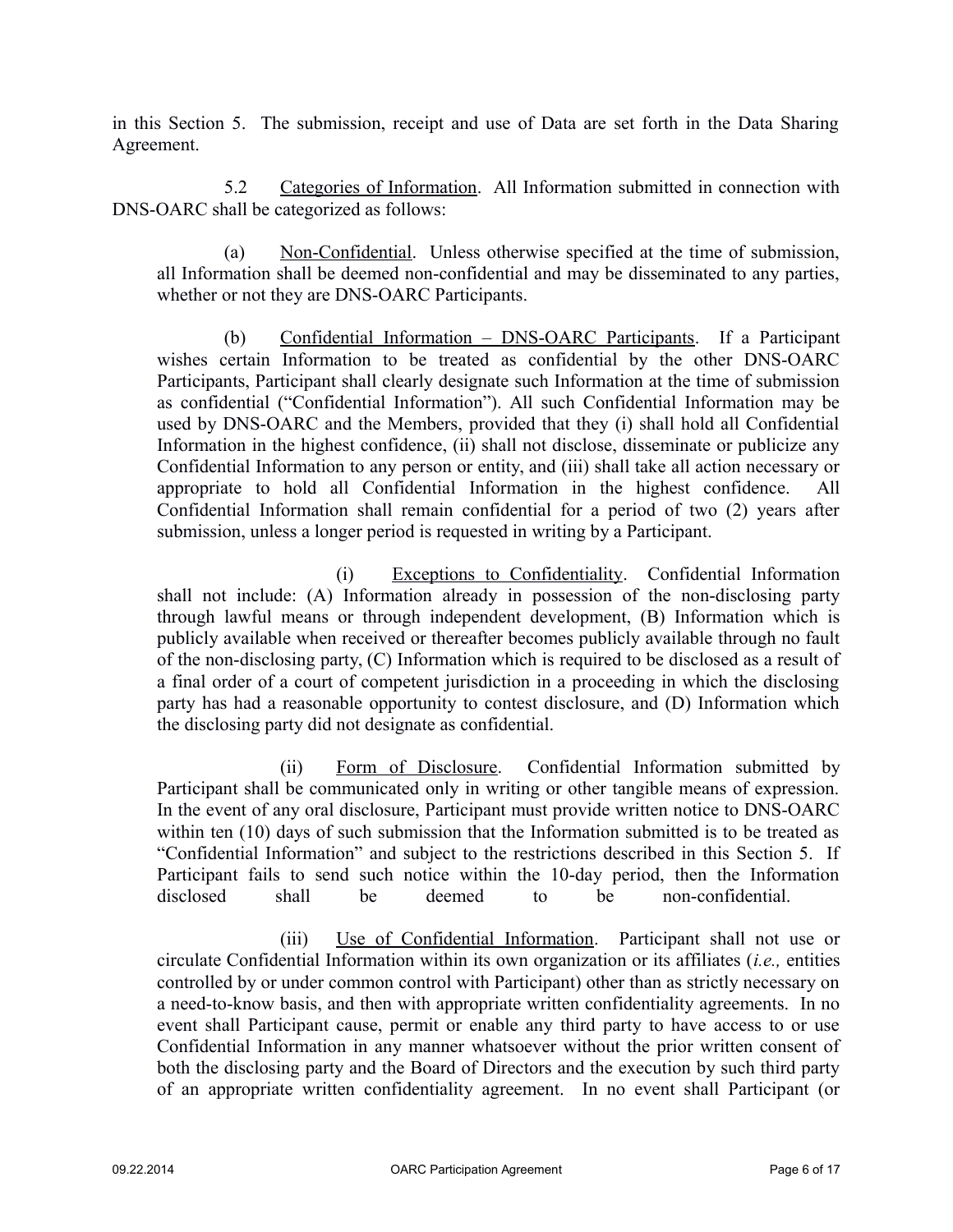in this Section 5. The submission, receipt and use of Data are set forth in the Data Sharing Agreement.

5.2 Categories of Information. All Information submitted in connection with DNS-OARC shall be categorized as follows:

(a) Non-Confidential. Unless otherwise specified at the time of submission, all Information shall be deemed non-confidential and may be disseminated to any parties, whether or not they are DNS-OARC Participants.

(b) Confidential Information – DNS-OARC Participants. If a Participant wishes certain Information to be treated as confidential by the other DNS-OARC Participants, Participant shall clearly designate such Information at the time of submission as confidential ("Confidential Information"). All such Confidential Information may be used by DNS-OARC and the Members, provided that they (i) shall hold all Confidential Information in the highest confidence, (ii) shall not disclose, disseminate or publicize any Confidential Information to any person or entity, and (iii) shall take all action necessary or appropriate to hold all Confidential Information in the highest confidence. All Confidential Information shall remain confidential for a period of two (2) years after submission, unless a longer period is requested in writing by a Participant.

(i) Exceptions to Confidentiality. Confidential Information shall not include: (A) Information already in possession of the non-disclosing party through lawful means or through independent development, (B) Information which is publicly available when received or thereafter becomes publicly available through no fault of the non-disclosing party, (C) Information which is required to be disclosed as a result of a final order of a court of competent jurisdiction in a proceeding in which the disclosing party has had a reasonable opportunity to contest disclosure, and (D) Information which the disclosing party did not designate as confidential.

(ii) Form of Disclosure. Confidential Information submitted by Participant shall be communicated only in writing or other tangible means of expression. In the event of any oral disclosure, Participant must provide written notice to DNS-OARC within ten (10) days of such submission that the Information submitted is to be treated as "Confidential Information" and subject to the restrictions described in this Section 5. If Participant fails to send such notice within the 10-day period, then the Information disclosed shall be deemed to be non-confidential.

(iii) Use of Confidential Information. Participant shall not use or circulate Confidential Information within its own organization or its affiliates (*i.e.,* entities controlled by or under common control with Participant) other than as strictly necessary on a need-to-know basis, and then with appropriate written confidentiality agreements. In no event shall Participant cause, permit or enable any third party to have access to or use Confidential Information in any manner whatsoever without the prior written consent of both the disclosing party and the Board of Directors and the execution by such third party of an appropriate written confidentiality agreement. In no event shall Participant (or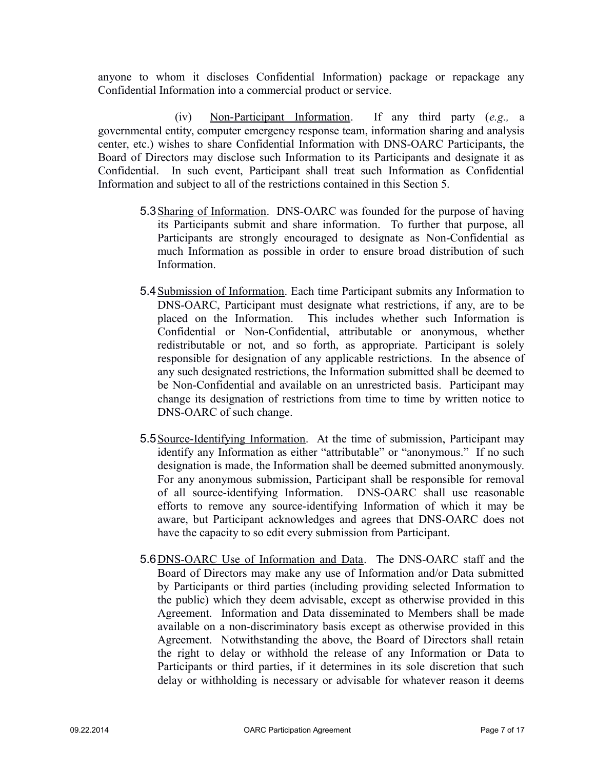anyone to whom it discloses Confidential Information) package or repackage any Confidential Information into a commercial product or service.

(iv) Non-Participant Information. If any third party (*e.g.,* a governmental entity, computer emergency response team, information sharing and analysis center, etc.) wishes to share Confidential Information with DNS-OARC Participants, the Board of Directors may disclose such Information to its Participants and designate it as Confidential. In such event, Participant shall treat such Information as Confidential Information and subject to all of the restrictions contained in this Section 5.

5.3 Sharing of Information. DNS-OARC was founded for the purpose of having its Participants submit and share information. To further that purpose, all Participants are strongly encouraged to designate as Non-Confidential as much Information as possible in order to ensure broad distribution of such Information.

5.4 Submission of Information. Each time Participant submits any Information to DNS-OARC, Participant must designate what restrictions, if any, are to be placed on the Information. This includes whether such Information is Confidential or Non-Confidential, attributable or anonymous, whether redistributable or not, and so forth, as appropriate. Participant is solely responsible for designation of any applicable restrictions. In the absence of any such designated restrictions, the Information submitted shall be deemed to be Non-Confidential and available on an unrestricted basis. Participant may change its designation of restrictions from time to time by written notice to DNS-OARC of such change.

5.5 Source-Identifying Information. At the time of submission, Participant may identify any Information as either "attributable" or "anonymous." If no such designation is made, the Information shall be deemed submitted anonymously. For any anonymous submission, Participant shall be responsible for removal of all source-identifying Information. DNS-OARC shall use reasonable efforts to remove any source-identifying Information of which it may be aware, but Participant acknowledges and agrees that DNS-OARC does not have the capacity to so edit every submission from Participant.

5.6 DNS-OARC Use of Information and Data. The DNS-OARC staff and the Board of Directors may make any use of Information and/or Data submitted by Participants or third parties (including providing selected Information to the public) which they deem advisable, except as otherwise provided in this Agreement. Information and Data disseminated to Members shall be made available on a non-discriminatory basis except as otherwise provided in this Agreement. Notwithstanding the above, the Board of Directors shall retain the right to delay or withhold the release of any Information or Data to Participants or third parties, if it determines in its sole discretion that such delay or withholding is necessary or advisable for whatever reason it deems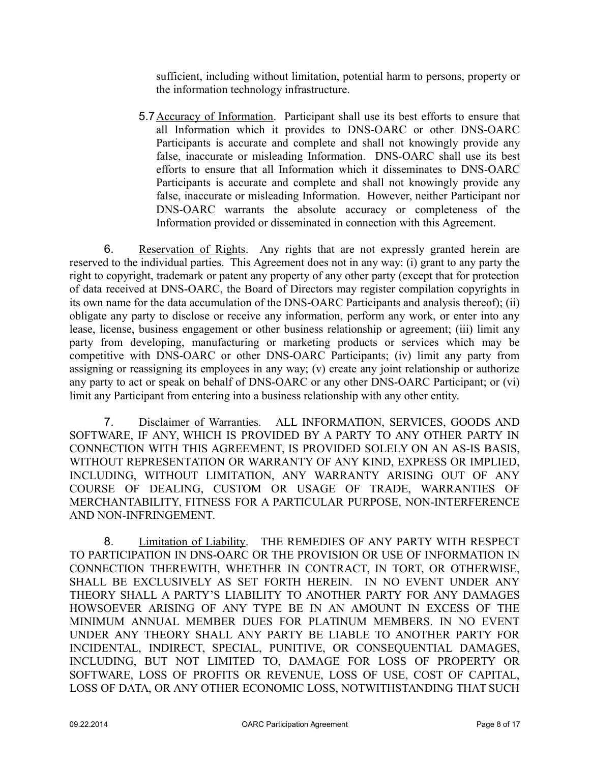sufficient, including without limitation, potential harm to persons, property or the information technology infrastructure.

5.7 Accuracy of Information. Participant shall use its best efforts to ensure that all Information which it provides to DNS-OARC or other DNS-OARC Participants is accurate and complete and shall not knowingly provide any false, inaccurate or misleading Information. DNS-OARC shall use its best efforts to ensure that all Information which it disseminates to DNS-OARC Participants is accurate and complete and shall not knowingly provide any false, inaccurate or misleading Information. However, neither Participant nor DNS-OARC warrants the absolute accuracy or completeness of the Information provided or disseminated in connection with this Agreement.

6. Reservation of Rights. Any rights that are not expressly granted herein are reserved to the individual parties. This Agreement does not in any way: (i) grant to any party the right to copyright, trademark or patent any property of any other party (except that for protection of data received at DNS-OARC, the Board of Directors may register compilation copyrights in its own name for the data accumulation of the DNS-OARC Participants and analysis thereof); (ii) obligate any party to disclose or receive any information, perform any work, or enter into any lease, license, business engagement or other business relationship or agreement; (iii) limit any party from developing, manufacturing or marketing products or services which may be competitive with DNS-OARC or other DNS-OARC Participants; (iv) limit any party from assigning or reassigning its employees in any way; (v) create any joint relationship or authorize any party to act or speak on behalf of DNS-OARC or any other DNS-OARC Participant; or (vi) limit any Participant from entering into a business relationship with any other entity.

7. Disclaimer of Warranties. ALL INFORMATION, SERVICES, GOODS AND SOFTWARE, IF ANY, WHICH IS PROVIDED BY A PARTY TO ANY OTHER PARTY IN CONNECTION WITH THIS AGREEMENT, IS PROVIDED SOLELY ON AN AS-IS BASIS, WITHOUT REPRESENTATION OR WARRANTY OF ANY KIND, EXPRESS OR IMPLIED, INCLUDING, WITHOUT LIMITATION, ANY WARRANTY ARISING OUT OF ANY COURSE OF DEALING, CUSTOM OR USAGE OF TRADE, WARRANTIES OF MERCHANTABILITY, FITNESS FOR A PARTICULAR PURPOSE, NON-INTERFERENCE AND NON-INFRINGEMENT.

8. Limitation of Liability. THE REMEDIES OF ANY PARTY WITH RESPECT TO PARTICIPATION IN DNS-OARC OR THE PROVISION OR USE OF INFORMATION IN CONNECTION THEREWITH, WHETHER IN CONTRACT, IN TORT, OR OTHERWISE, SHALL BE EXCLUSIVELY AS SET FORTH HEREIN. IN NO EVENT UNDER ANY THEORY SHALL A PARTY'S LIABILITY TO ANOTHER PARTY FOR ANY DAMAGES HOWSOEVER ARISING OF ANY TYPE BE IN AN AMOUNT IN EXCESS OF THE MINIMUM ANNUAL MEMBER DUES FOR PLATINUM MEMBERS. IN NO EVENT UNDER ANY THEORY SHALL ANY PARTY BE LIABLE TO ANOTHER PARTY FOR INCIDENTAL, INDIRECT, SPECIAL, PUNITIVE, OR CONSEQUENTIAL DAMAGES, INCLUDING, BUT NOT LIMITED TO, DAMAGE FOR LOSS OF PROPERTY OR SOFTWARE, LOSS OF PROFITS OR REVENUE, LOSS OF USE, COST OF CAPITAL, LOSS OF DATA, OR ANY OTHER ECONOMIC LOSS, NOTWITHSTANDING THAT SUCH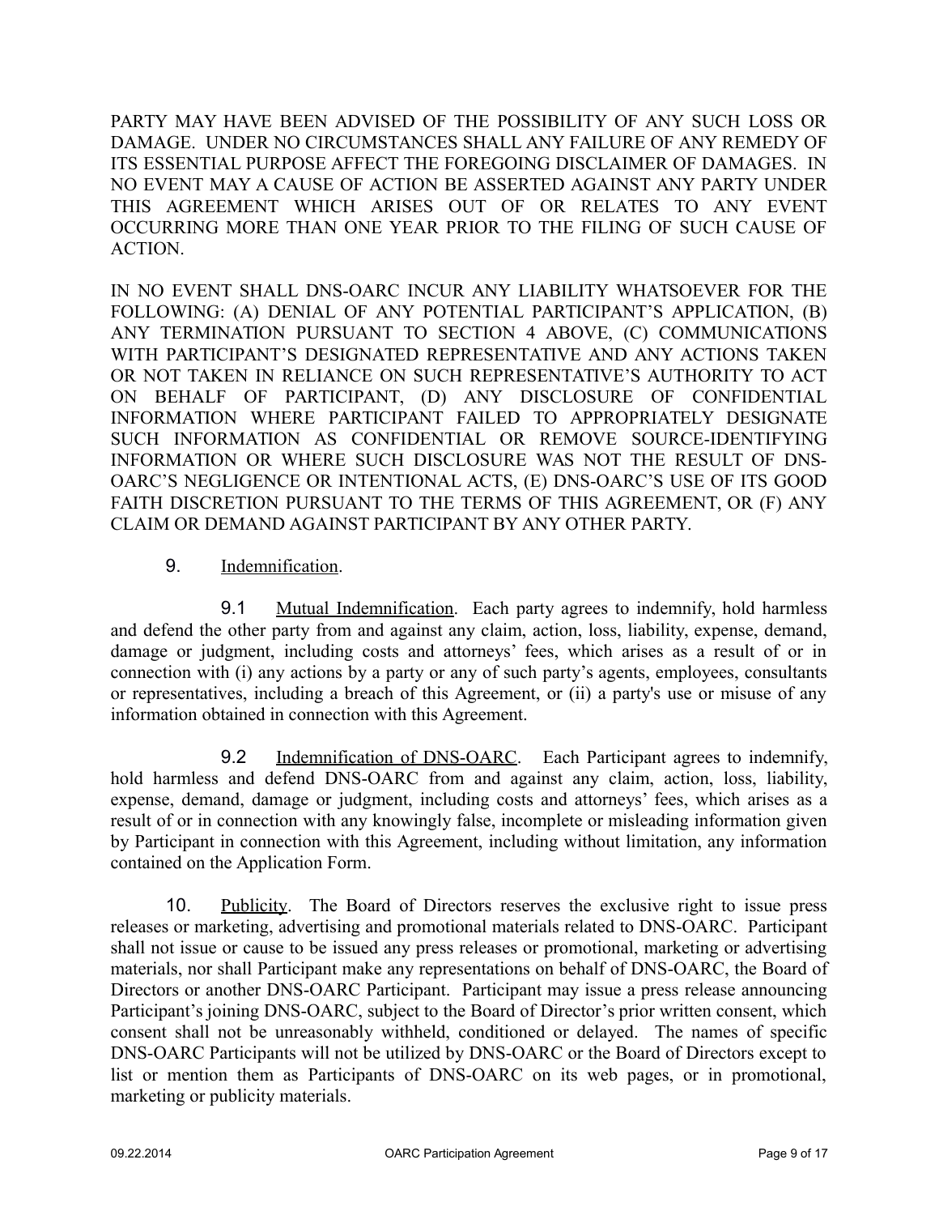PARTY MAY HAVE BEEN ADVISED OF THE POSSIBILITY OF ANY SUCH LOSS OR DAMAGE. UNDER NO CIRCUMSTANCES SHALL ANY FAILURE OF ANY REMEDY OF ITS ESSENTIAL PURPOSE AFFECT THE FOREGOING DISCLAIMER OF DAMAGES. IN NO EVENT MAY A CAUSE OF ACTION BE ASSERTED AGAINST ANY PARTY UNDER THIS AGREEMENT WHICH ARISES OUT OF OR RELATES TO ANY EVENT OCCURRING MORE THAN ONE YEAR PRIOR TO THE FILING OF SUCH CAUSE OF ACTION.

IN NO EVENT SHALL DNS-OARC INCUR ANY LIABILITY WHATSOEVER FOR THE FOLLOWING: (A) DENIAL OF ANY POTENTIAL PARTICIPANT'S APPLICATION, (B) ANY TERMINATION PURSUANT TO SECTION 4 ABOVE, (C) COMMUNICATIONS WITH PARTICIPANT'S DESIGNATED REPRESENTATIVE AND ANY ACTIONS TAKEN OR NOT TAKEN IN RELIANCE ON SUCH REPRESENTATIVE'S AUTHORITY TO ACT ON BEHALF OF PARTICIPANT, (D) ANY DISCLOSURE OF CONFIDENTIAL INFORMATION WHERE PARTICIPANT FAILED TO APPROPRIATELY DESIGNATE SUCH INFORMATION AS CONFIDENTIAL OR REMOVE SOURCE-IDENTIFYING INFORMATION OR WHERE SUCH DISCLOSURE WAS NOT THE RESULT OF DNS-OARC'S NEGLIGENCE OR INTENTIONAL ACTS, (E) DNS-OARC'S USE OF ITS GOOD FAITH DISCRETION PURSUANT TO THE TERMS OF THIS AGREEMENT, OR (F) ANY CLAIM OR DEMAND AGAINST PARTICIPANT BY ANY OTHER PARTY.

9. Indemnification.

9.1 Mutual Indemnification. Each party agrees to indemnify, hold harmless and defend the other party from and against any claim, action, loss, liability, expense, demand, damage or judgment, including costs and attorneys' fees, which arises as a result of or in connection with (i) any actions by a party or any of such party's agents, employees, consultants or representatives, including a breach of this Agreement, or (ii) a party's use or misuse of any information obtained in connection with this Agreement.

9.2 Indemnification of DNS-OARC. Each Participant agrees to indemnify, hold harmless and defend DNS-OARC from and against any claim, action, loss, liability, expense, demand, damage or judgment, including costs and attorneys' fees, which arises as a result of or in connection with any knowingly false, incomplete or misleading information given by Participant in connection with this Agreement, including without limitation, any information contained on the Application Form.

10. Publicity. The Board of Directors reserves the exclusive right to issue press releases or marketing, advertising and promotional materials related to DNS-OARC. Participant shall not issue or cause to be issued any press releases or promotional, marketing or advertising materials, nor shall Participant make any representations on behalf of DNS-OARC, the Board of Directors or another DNS-OARC Participant. Participant may issue a press release announcing Participant's joining DNS-OARC, subject to the Board of Director's prior written consent, which consent shall not be unreasonably withheld, conditioned or delayed. The names of specific DNS-OARC Participants will not be utilized by DNS-OARC or the Board of Directors except to list or mention them as Participants of DNS-OARC on its web pages, or in promotional, marketing or publicity materials.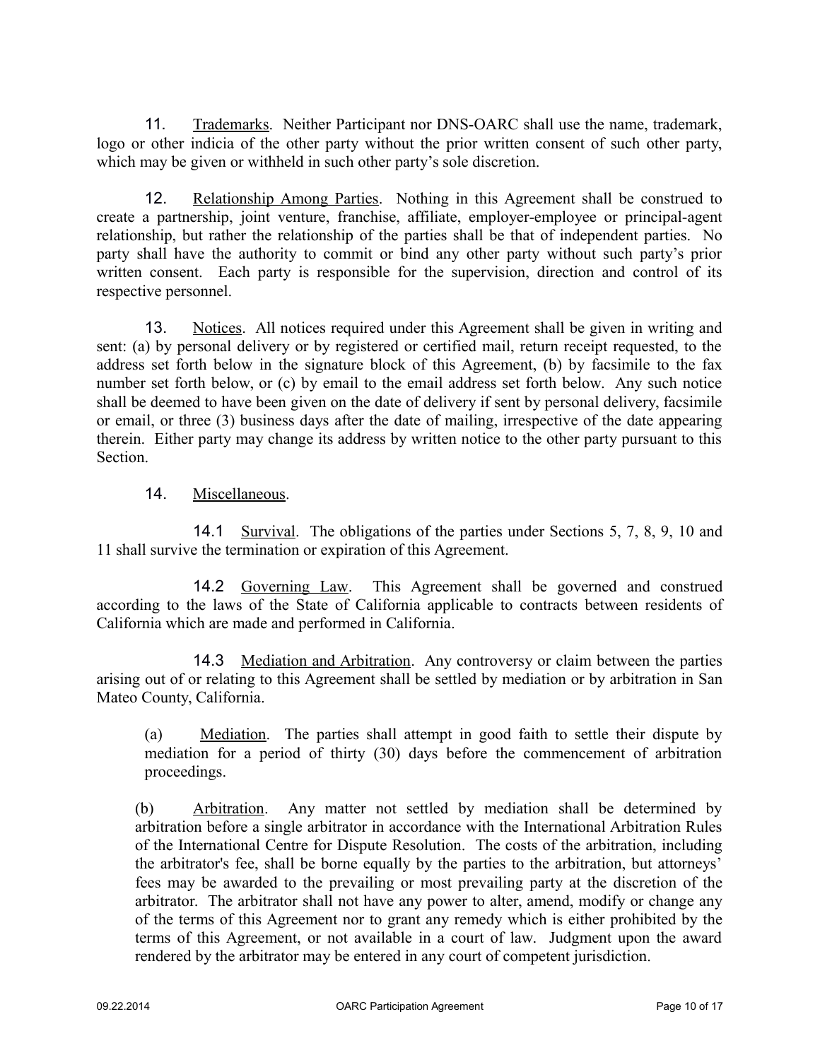11. Trademarks. Neither Participant nor DNS-OARC shall use the name, trademark, logo or other indicia of the other party without the prior written consent of such other party, which may be given or withheld in such other party's sole discretion.

12. Relationship Among Parties. Nothing in this Agreement shall be construed to create a partnership, joint venture, franchise, affiliate, employer-employee or principal-agent relationship, but rather the relationship of the parties shall be that of independent parties. No party shall have the authority to commit or bind any other party without such party's prior written consent. Each party is responsible for the supervision, direction and control of its respective personnel.

13. Notices. All notices required under this Agreement shall be given in writing and sent: (a) by personal delivery or by registered or certified mail, return receipt requested, to the address set forth below in the signature block of this Agreement, (b) by facsimile to the fax number set forth below, or (c) by email to the email address set forth below. Any such notice shall be deemed to have been given on the date of delivery if sent by personal delivery, facsimile or email, or three (3) business days after the date of mailing, irrespective of the date appearing therein. Either party may change its address by written notice to the other party pursuant to this Section.

14. Miscellaneous.

14.1 Survival. The obligations of the parties under Sections 5, 7, 8, 9, 10 and 11 shall survive the termination or expiration of this Agreement.

14.2 Governing Law. This Agreement shall be governed and construed according to the laws of the State of California applicable to contracts between residents of California which are made and performed in California.

14.3 Mediation and Arbitration. Any controversy or claim between the parties arising out of or relating to this Agreement shall be settled by mediation or by arbitration in San Mateo County, California.

(a) Mediation. The parties shall attempt in good faith to settle their dispute by mediation for a period of thirty (30) days before the commencement of arbitration proceedings.

(b) Arbitration. Any matter not settled by mediation shall be determined by arbitration before a single arbitrator in accordance with the International Arbitration Rules of the International Centre for Dispute Resolution. The costs of the arbitration, including the arbitrator's fee, shall be borne equally by the parties to the arbitration, but attorneys' fees may be awarded to the prevailing or most prevailing party at the discretion of the arbitrator. The arbitrator shall not have any power to alter, amend, modify or change any of the terms of this Agreement nor to grant any remedy which is either prohibited by the terms of this Agreement, or not available in a court of law. Judgment upon the award rendered by the arbitrator may be entered in any court of competent jurisdiction.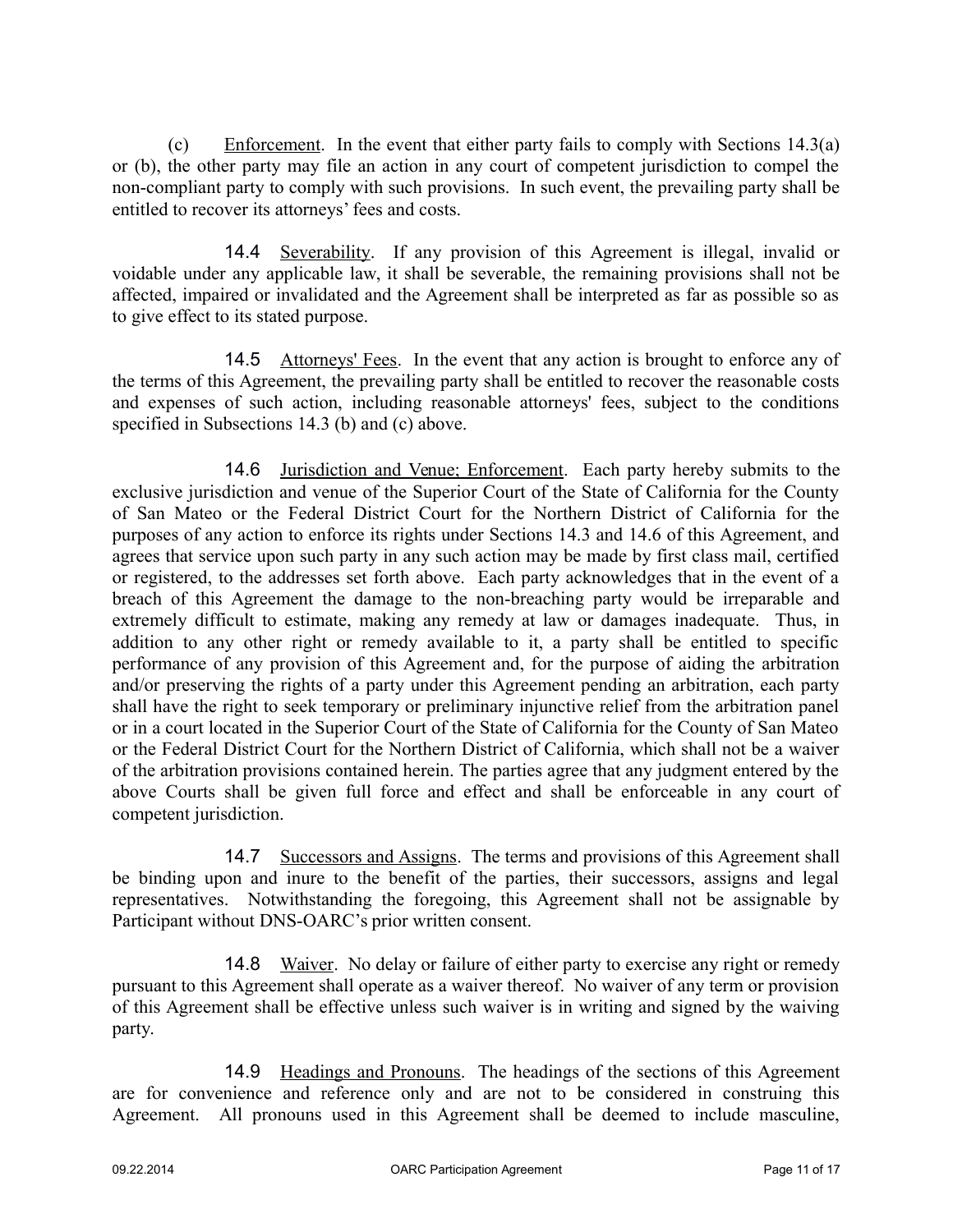(c) Enforcement. In the event that either party fails to comply with Sections 14.3(a) or (b), the other party may file an action in any court of competent jurisdiction to compel the non-compliant party to comply with such provisions. In such event, the prevailing party shall be entitled to recover its attorneys' fees and costs.

14.4 Severability. If any provision of this Agreement is illegal, invalid or voidable under any applicable law, it shall be severable, the remaining provisions shall not be affected, impaired or invalidated and the Agreement shall be interpreted as far as possible so as to give effect to its stated purpose.

14.5 Attorneys' Fees. In the event that any action is brought to enforce any of the terms of this Agreement, the prevailing party shall be entitled to recover the reasonable costs and expenses of such action, including reasonable attorneys' fees, subject to the conditions specified in Subsections 14.3 (b) and (c) above.

14.6 Jurisdiction and Venue; Enforcement. Each party hereby submits to the exclusive jurisdiction and venue of the Superior Court of the State of California for the County of San Mateo or the Federal District Court for the Northern District of California for the purposes of any action to enforce its rights under Sections 14.3 and 14.6 of this Agreement, and agrees that service upon such party in any such action may be made by first class mail, certified or registered, to the addresses set forth above. Each party acknowledges that in the event of a breach of this Agreement the damage to the non-breaching party would be irreparable and extremely difficult to estimate, making any remedy at law or damages inadequate. Thus, in addition to any other right or remedy available to it, a party shall be entitled to specific performance of any provision of this Agreement and, for the purpose of aiding the arbitration and/or preserving the rights of a party under this Agreement pending an arbitration, each party shall have the right to seek temporary or preliminary injunctive relief from the arbitration panel or in a court located in the Superior Court of the State of California for the County of San Mateo or the Federal District Court for the Northern District of California, which shall not be a waiver of the arbitration provisions contained herein. The parties agree that any judgment entered by the above Courts shall be given full force and effect and shall be enforceable in any court of competent jurisdiction.

14.7 Successors and Assigns. The terms and provisions of this Agreement shall be binding upon and inure to the benefit of the parties, their successors, assigns and legal representatives. Notwithstanding the foregoing, this Agreement shall not be assignable by Participant without DNS-OARC's prior written consent.

14.8 Waiver. No delay or failure of either party to exercise any right or remedy pursuant to this Agreement shall operate as a waiver thereof. No waiver of any term or provision of this Agreement shall be effective unless such waiver is in writing and signed by the waiving party.

14.9 Headings and Pronouns. The headings of the sections of this Agreement are for convenience and reference only and are not to be considered in construing this Agreement. All pronouns used in this Agreement shall be deemed to include masculine,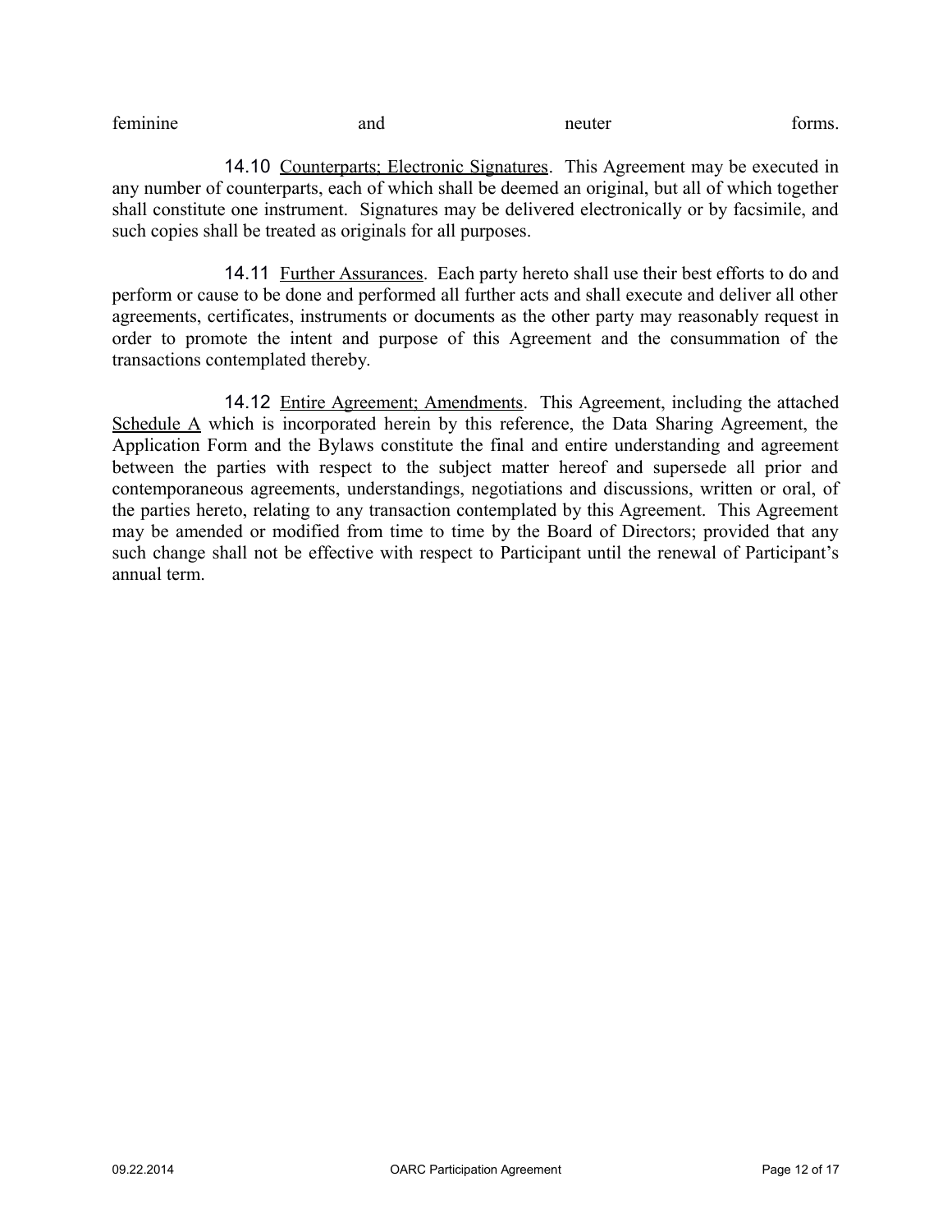feminine and neuter forms.

14.10 Counterparts; Electronic Signatures. This Agreement may be executed in any number of counterparts, each of which shall be deemed an original, but all of which together shall constitute one instrument. Signatures may be delivered electronically or by facsimile, and such copies shall be treated as originals for all purposes.

14.11 Further Assurances. Each party hereto shall use their best efforts to do and perform or cause to be done and performed all further acts and shall execute and deliver all other agreements, certificates, instruments or documents as the other party may reasonably request in order to promote the intent and purpose of this Agreement and the consummation of the transactions contemplated thereby.

14.12 Entire Agreement; Amendments. This Agreement, including the attached Schedule A which is incorporated herein by this reference, the Data Sharing Agreement, the Application Form and the Bylaws constitute the final and entire understanding and agreement between the parties with respect to the subject matter hereof and supersede all prior and contemporaneous agreements, understandings, negotiations and discussions, written or oral, of the parties hereto, relating to any transaction contemplated by this Agreement. This Agreement may be amended or modified from time to time by the Board of Directors; provided that any such change shall not be effective with respect to Participant until the renewal of Participant's annual term.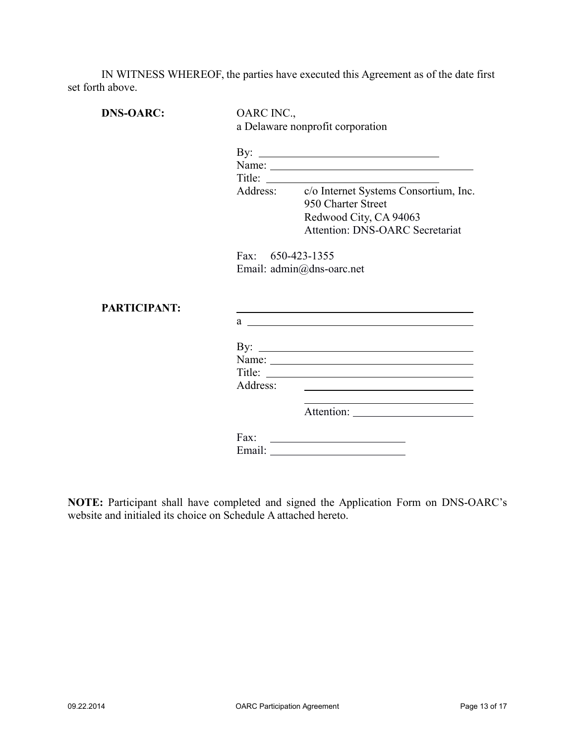IN WITNESS WHEREOF, the parties have executed this Agreement as of the date first set forth above.

**DNS-OARC:**

OARC INC.,
a Delaware nonprofit corporation

By: \_\_\_\_\_\_\_\_\_\_\_\_\_\_\_\_\_\_\_\_\_\_\_\_\_\_\_\_\_\_\_\_
Name: \_\_\_\_\_\_\_\_\_\_\_\_\_\_\_\_\_\_\_\_\_\_\_\_\_\_\_\_\_\_\_\_
Title: \_\_\_\_\_\_\_\_\_\_\_\_\_\_\_\_\_\_\_\_\_\_\_\_\_\_\_\_\_\_\_\_
Address: c/o Internet Systems Consortium, Inc.
950 Charter Street
Redwood City, CA 94063
Attention: DNS-OARC Secretariat

Fax: 650-423-1355
Email: admin@dns-oarc.net

**PARTICIPANT:**

\_\_\_\_\_\_\_\_\_\_\_\_\_\_\_\_\_\_\_\_\_\_\_\_\_\_\_\_\_\_\_\_
a \_\_\_\_\_\_\_\_\_\_\_\_\_\_\_\_\_\_\_\_\_\_\_\_\_\_\_\_\_\_\_\_

By: \_\_\_\_\_\_\_\_\_\_\_\_\_\_\_\_\_\_\_\_\_\_\_\_\_\_\_\_\_\_\_\_
Name: \_\_\_\_\_\_\_\_\_\_\_\_\_\_\_\_\_\_\_\_\_\_\_\_\_\_\_\_\_\_\_\_
Title: \_\_\_\_\_\_\_\_\_\_\_\_\_\_\_\_\_\_\_\_\_\_\_\_\_\_\_\_\_\_\_\_
Address: \_\_\_\_\_\_\_\_\_\_\_\_\_\_\_\_\_\_\_\_\_\_\_\_\_\_\_\_\_\_\_\_
\_\_\_\_\_\_\_\_\_\_\_\_\_\_\_\_\_\_\_\_\_\_\_\_\_\_\_\_\_\_\_\_
Attention: \_\_\_\_\_\_\_\_\_\_\_\_\_\_\_\_\_\_\_\_\_\_\_\_

Fax: \_\_\_\_\_\_\_\_\_\_\_\_\_\_\_\_\_\_\_\_\_\_\_\_
Email: \_\_\_\_\_\_\_\_\_\_\_\_\_\_\_\_\_\_\_\_\_\_\_\_

**NOTE:** Participant shall have completed and signed the Application Form on DNS-OARC's website and initialed its choice on Schedule A attached hereto.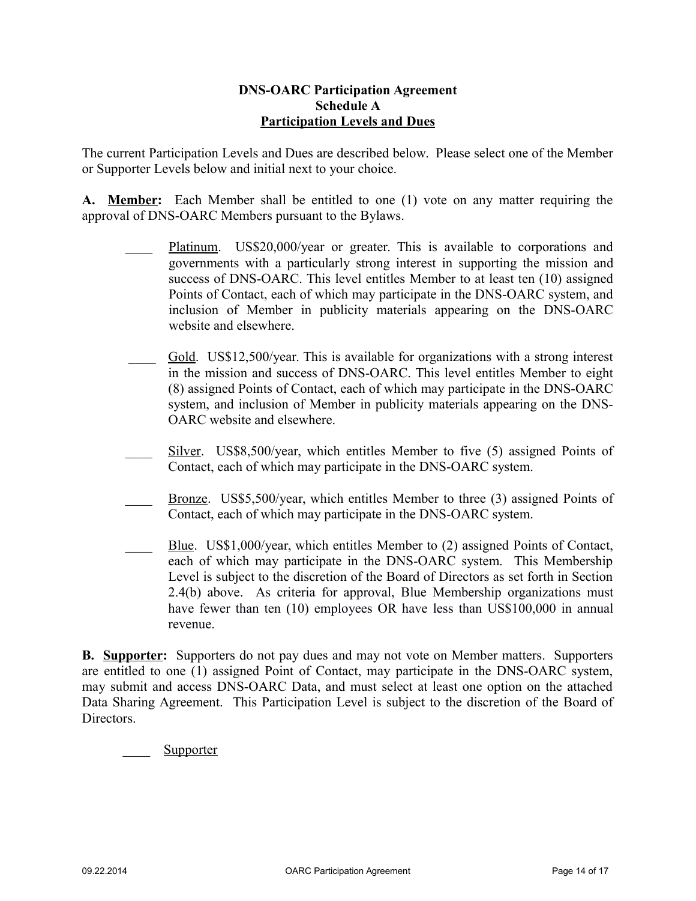**DNS-OARC Participation Agreement**
**Schedule A**
**Participation Levels and Dues**

The current Participation Levels and Dues are described below. Please select one of the Member or Supporter Levels below and initial next to your choice.

**A. Member:** Each Member shall be entitled to one (1) vote on any matter requiring the approval of DNS-OARC Members pursuant to the Bylaws.

____ Platinum. US$20,000/year or greater. This is available to corporations and governments with a particularly strong interest in supporting the mission and success of DNS-OARC. This level entitles Member to at least ten (10) assigned Points of Contact, each of which may participate in the DNS-OARC system, and inclusion of Member in publicity materials appearing on the DNS-OARC website and elsewhere.

____ Gold. US$12,500/year. This is available for organizations with a strong interest in the mission and success of DNS-OARC. This level entitles Member to eight (8) assigned Points of Contact, each of which may participate in the DNS-OARC system, and inclusion of Member in publicity materials appearing on the DNS-OARC website and elsewhere.

____ Silver. US$8,500/year, which entitles Member to five (5) assigned Points of Contact, each of which may participate in the DNS-OARC system.

____ Bronze. US$5,500/year, which entitles Member to three (3) assigned Points of Contact, each of which may participate in the DNS-OARC system.

____ Blue. US$1,000/year, which entitles Member to (2) assigned Points of Contact, each of which may participate in the DNS-OARC system. This Membership Level is subject to the discretion of the Board of Directors as set forth in Section 2.4(b) above. As criteria for approval, Blue Membership organizations must have fewer than ten (10) employees OR have less than US$100,000 in annual revenue.

**B. Supporter:** Supporters do not pay dues and may not vote on Member matters. Supporters are entitled to one (1) assigned Point of Contact, may participate in the DNS-OARC system, may submit and access DNS-OARC Data, and must select at least one option on the attached Data Sharing Agreement. This Participation Level is subject to the discretion of the Board of Directors.

____ Supporter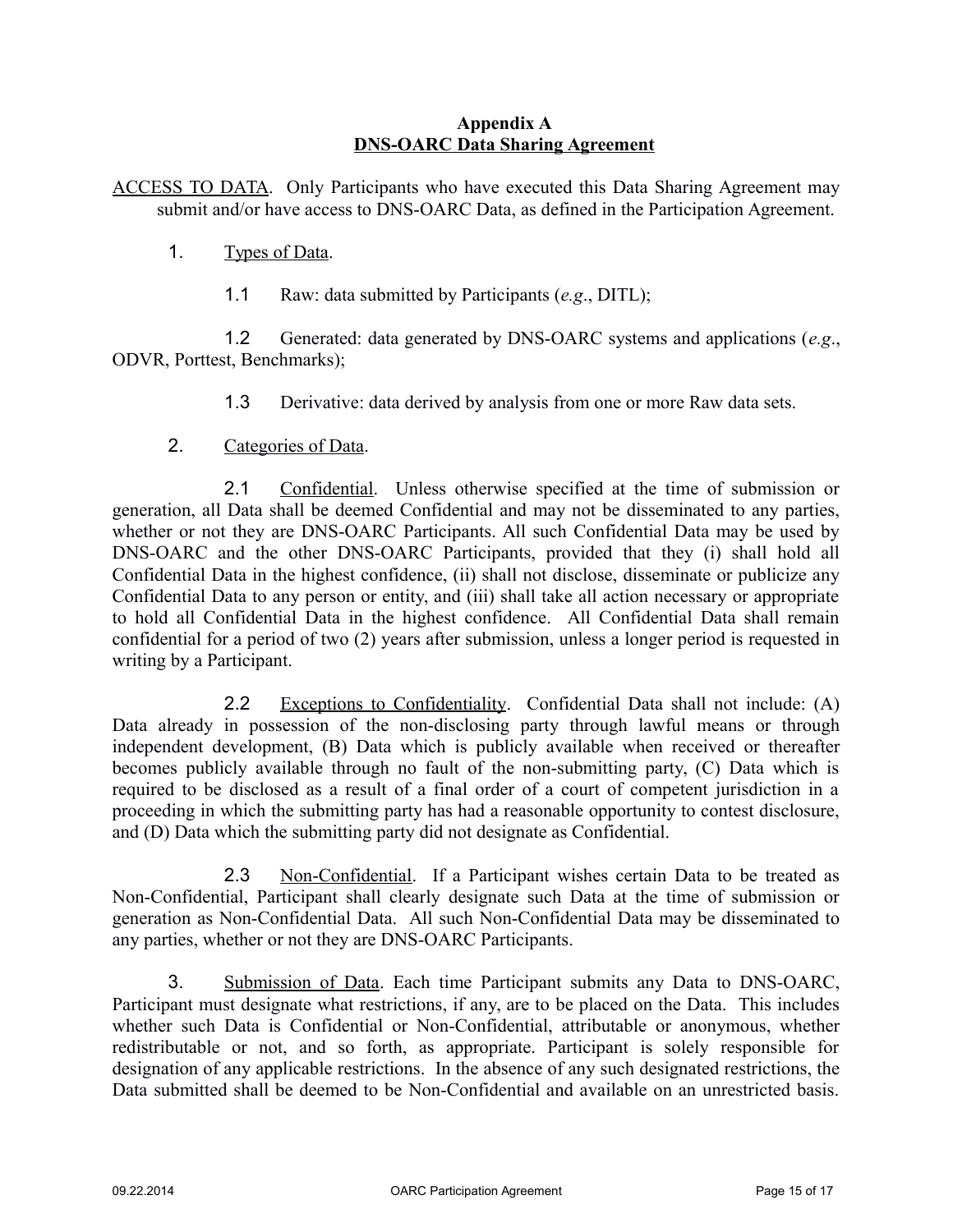## Appendix A
## DNS-OARC Data Sharing Agreement

ACCESS TO DATA. Only Participants who have executed this Data Sharing Agreement may submit and/or have access to DNS-OARC Data, as defined in the Participation Agreement.

1. Types of Data.

   1.1 Raw: data submitted by Participants (*e.g*., DITL);

   1.2 Generated: data generated by DNS-OARC systems and applications (*e.g*., ODVR, Porttest, Benchmarks);

   1.3 Derivative: data derived by analysis from one or more Raw data sets.

2. Categories of Data.

   2.1 Confidential. Unless otherwise specified at the time of submission or generation, all Data shall be deemed Confidential and may not be disseminated to any parties, whether or not they are DNS-OARC Participants. All such Confidential Data may be used by DNS-OARC and the other DNS-OARC Participants, provided that they (i) shall hold all Confidential Data in the highest confidence, (ii) shall not disclose, disseminate or publicize any Confidential Data to any person or entity, and (iii) shall take all action necessary or appropriate to hold all Confidential Data in the highest confidence. All Confidential Data shall remain confidential for a period of two (2) years after submission, unless a longer period is requested in writing by a Participant.

   2.2 Exceptions to Confidentiality. Confidential Data shall not include: (A) Data already in possession of the non-disclosing party through lawful means or through independent development, (B) Data which is publicly available when received or thereafter becomes publicly available through no fault of the non-submitting party, (C) Data which is required to be disclosed as a result of a final order of a court of competent jurisdiction in a proceeding in which the submitting party has had a reasonable opportunity to contest disclosure, and (D) Data which the submitting party did not designate as Confidential.

   2.3 Non-Confidential. If a Participant wishes certain Data to be treated as Non-Confidential, Participant shall clearly designate such Data at the time of submission or generation as Non-Confidential Data. All such Non-Confidential Data may be disseminated to any parties, whether or not they are DNS-OARC Participants.

3. Submission of Data. Each time Participant submits any Data to DNS-OARC, Participant must designate what restrictions, if any, are to be placed on the Data. This includes whether such Data is Confidential or Non-Confidential, attributable or anonymous, whether redistributable or not, and so forth, as appropriate. Participant is solely responsible for designation of any applicable restrictions. In the absence of any such designated restrictions, the Data submitted shall be deemed to be Non-Confidential and available on an unrestricted basis.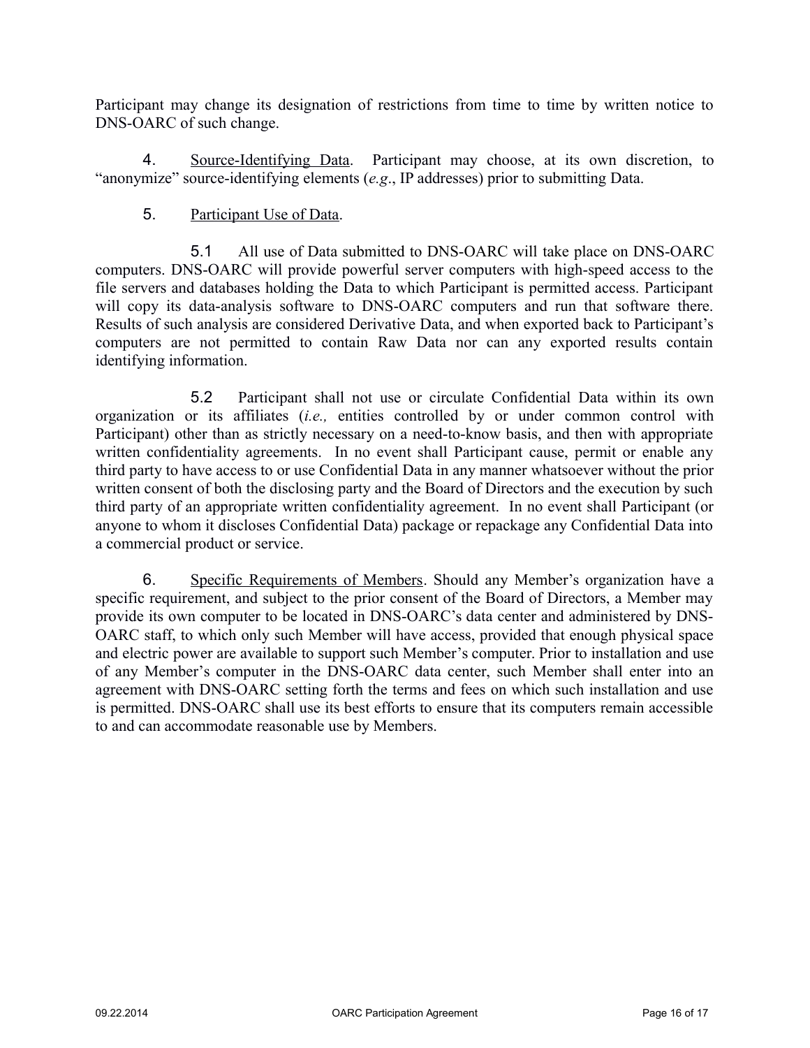Participant may change its designation of restrictions from time to time by written notice to DNS-OARC of such change.

4. Source-Identifying Data. Participant may choose, at its own discretion, to "anonymize" source-identifying elements (*e.g*., IP addresses) prior to submitting Data.

5. Participant Use of Data.

5.1 All use of Data submitted to DNS-OARC will take place on DNS-OARC computers. DNS-OARC will provide powerful server computers with high-speed access to the file servers and databases holding the Data to which Participant is permitted access. Participant will copy its data-analysis software to DNS-OARC computers and run that software there. Results of such analysis are considered Derivative Data, and when exported back to Participant's computers are not permitted to contain Raw Data nor can any exported results contain identifying information.

5.2 Participant shall not use or circulate Confidential Data within its own organization or its affiliates (*i.e.,* entities controlled by or under common control with Participant) other than as strictly necessary on a need-to-know basis, and then with appropriate written confidentiality agreements. In no event shall Participant cause, permit or enable any third party to have access to or use Confidential Data in any manner whatsoever without the prior written consent of both the disclosing party and the Board of Directors and the execution by such third party of an appropriate written confidentiality agreement. In no event shall Participant (or anyone to whom it discloses Confidential Data) package or repackage any Confidential Data into a commercial product or service.

6. Specific Requirements of Members. Should any Member's organization have a specific requirement, and subject to the prior consent of the Board of Directors, a Member may provide its own computer to be located in DNS-OARC's data center and administered by DNS-OARC staff, to which only such Member will have access, provided that enough physical space and electric power are available to support such Member's computer. Prior to installation and use of any Member's computer in the DNS-OARC data center, such Member shall enter into an agreement with DNS-OARC setting forth the terms and fees on which such installation and use is permitted. DNS-OARC shall use its best efforts to ensure that its computers remain accessible to and can accommodate reasonable use by Members.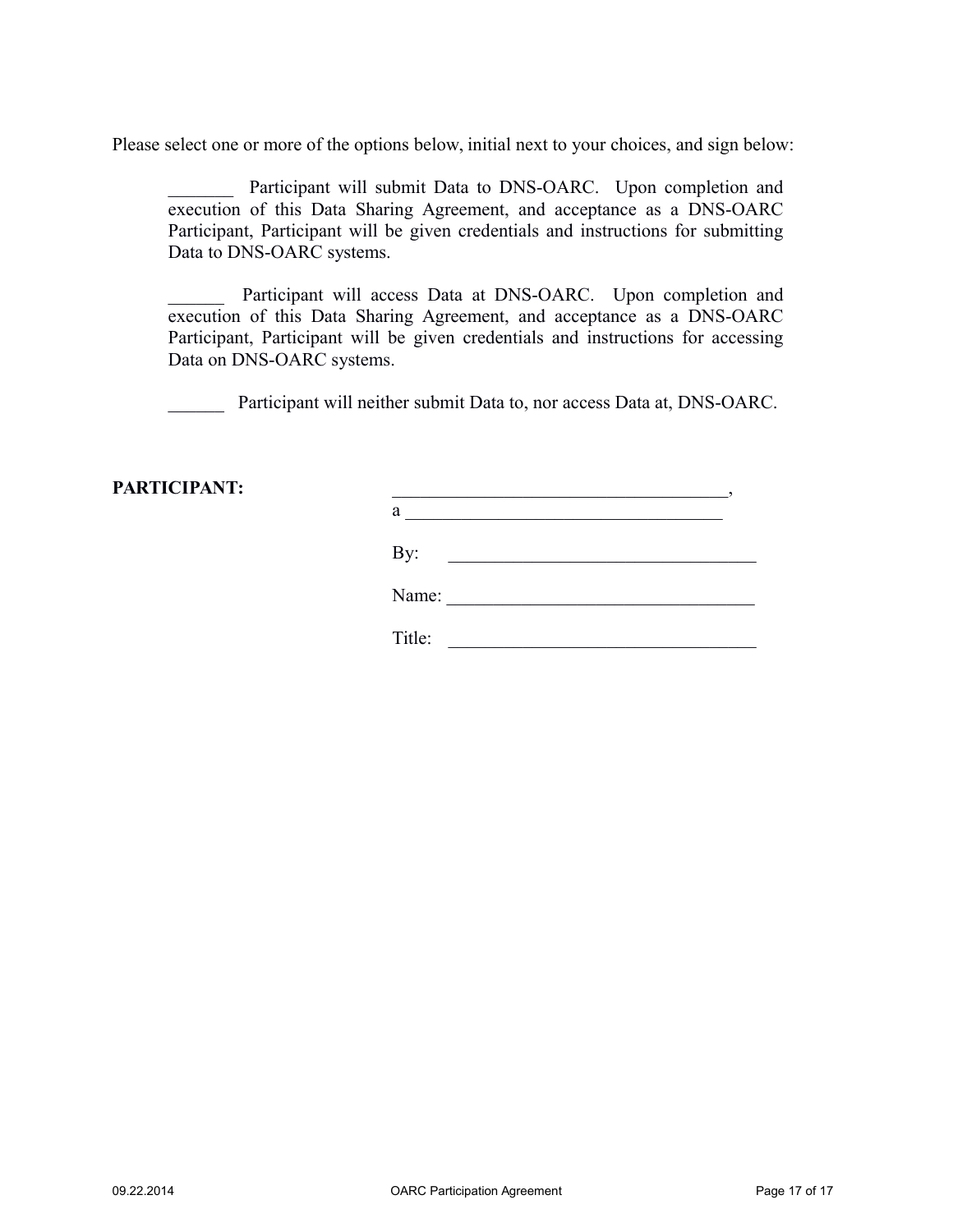Please select one or more of the options below, initial next to your choices, and sign below:

_______ Participant will submit Data to DNS-OARC. Upon completion and execution of this Data Sharing Agreement, and acceptance as a DNS-OARC Participant, Participant will be given credentials and instructions for submitting Data to DNS-OARC systems.

______ Participant will access Data at DNS-OARC. Upon completion and execution of this Data Sharing Agreement, and acceptance as a DNS-OARC Participant, Participant will be given credentials and instructions for accessing Data on DNS-OARC systems.

______ Participant will neither submit Data to, nor access Data at, DNS-OARC.

**PARTICIPANT:**

_____________________________________,
a ___________________________________

By: _________________________________

Name: _________________________________

Title: _________________________________